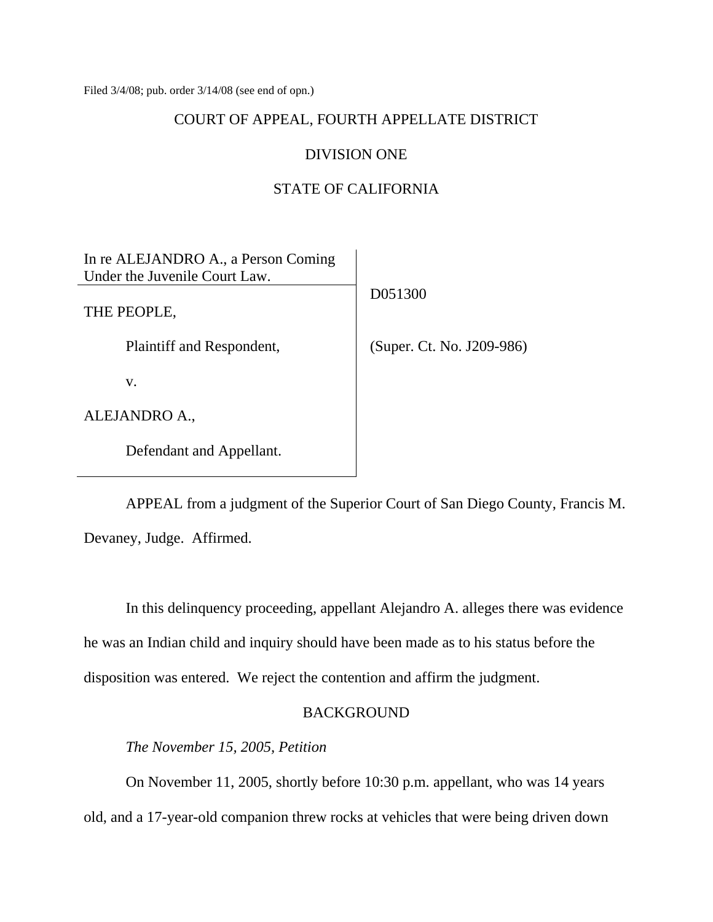Filed 3/4/08; pub. order 3/14/08 (see end of opn.)

# COURT OF APPEAL, FOURTH APPELLATE DISTRICT

## DIVISION ONE

## STATE OF CALIFORNIA

| | |
|---|---|
| In re ALEJANDRO A., a Person Coming Under the Juvenile Court Law. | D051300 |
| THE PEOPLE, | |
| Plaintiff and Respondent, | (Super. Ct. No. J209-986) |
| v. | |
| ALEJANDRO A., | |
| Defendant and Appellant. | |

APPEAL from a judgment of the Superior Court of San Diego County, Francis M. Devaney, Judge. Affirmed.

In this delinquency proceeding, appellant Alejandro A. alleges there was evidence he was an Indian child and inquiry should have been made as to his status before the disposition was entered. We reject the contention and affirm the judgment.

## BACKGROUND

*The November 15, 2005, Petition*

On November 11, 2005, shortly before 10:30 p.m. appellant, who was 14 years old, and a 17-year-old companion threw rocks at vehicles that were being driven down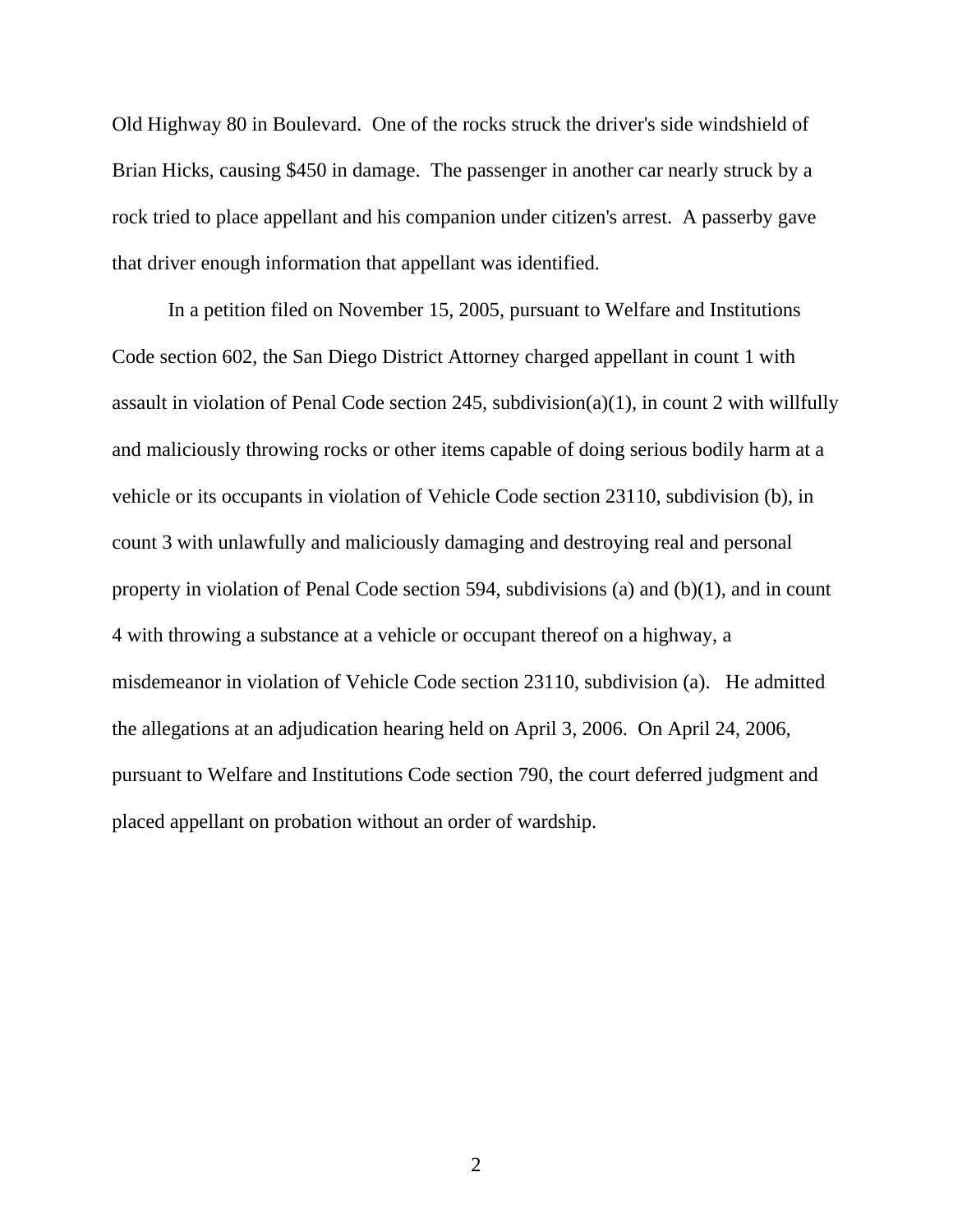Old Highway 80 in Boulevard. One of the rocks struck the driver's side windshield of Brian Hicks, causing $450 in damage. The passenger in another car nearly struck by a rock tried to place appellant and his companion under citizen's arrest. A passerby gave that driver enough information that appellant was identified.

In a petition filed on November 15, 2005, pursuant to Welfare and Institutions Code section 602, the San Diego District Attorney charged appellant in count 1 with assault in violation of Penal Code section 245, subdivision(a)(1), in count 2 with willfully and maliciously throwing rocks or other items capable of doing serious bodily harm at a vehicle or its occupants in violation of Vehicle Code section 23110, subdivision (b), in count 3 with unlawfully and maliciously damaging and destroying real and personal property in violation of Penal Code section 594, subdivisions (a) and (b)(1), and in count 4 with throwing a substance at a vehicle or occupant thereof on a highway, a misdemeanor in violation of Vehicle Code section 23110, subdivision (a). He admitted the allegations at an adjudication hearing held on April 3, 2006. On April 24, 2006, pursuant to Welfare and Institutions Code section 790, the court deferred judgment and placed appellant on probation without an order of wardship.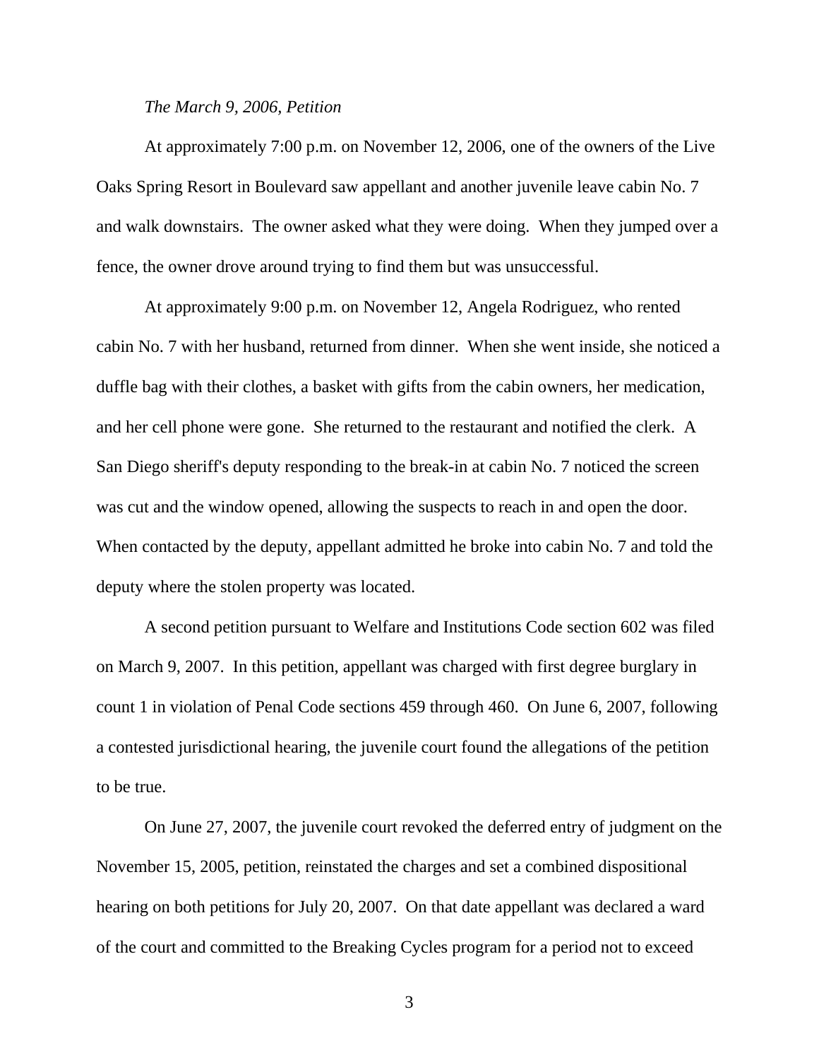*The March 9, 2006, Petition*

At approximately 7:00 p.m. on November 12, 2006, one of the owners of the Live Oaks Spring Resort in Boulevard saw appellant and another juvenile leave cabin No. 7 and walk downstairs. The owner asked what they were doing. When they jumped over a fence, the owner drove around trying to find them but was unsuccessful.

At approximately 9:00 p.m. on November 12, Angela Rodriguez, who rented cabin No. 7 with her husband, returned from dinner. When she went inside, she noticed a duffle bag with their clothes, a basket with gifts from the cabin owners, her medication, and her cell phone were gone. She returned to the restaurant and notified the clerk. A San Diego sheriff's deputy responding to the break-in at cabin No. 7 noticed the screen was cut and the window opened, allowing the suspects to reach in and open the door. When contacted by the deputy, appellant admitted he broke into cabin No. 7 and told the deputy where the stolen property was located.

A second petition pursuant to Welfare and Institutions Code section 602 was filed on March 9, 2007. In this petition, appellant was charged with first degree burglary in count 1 in violation of Penal Code sections 459 through 460. On June 6, 2007, following a contested jurisdictional hearing, the juvenile court found the allegations of the petition to be true.

On June 27, 2007, the juvenile court revoked the deferred entry of judgment on the November 15, 2005, petition, reinstated the charges and set a combined dispositional hearing on both petitions for July 20, 2007. On that date appellant was declared a ward of the court and committed to the Breaking Cycles program for a period not to exceed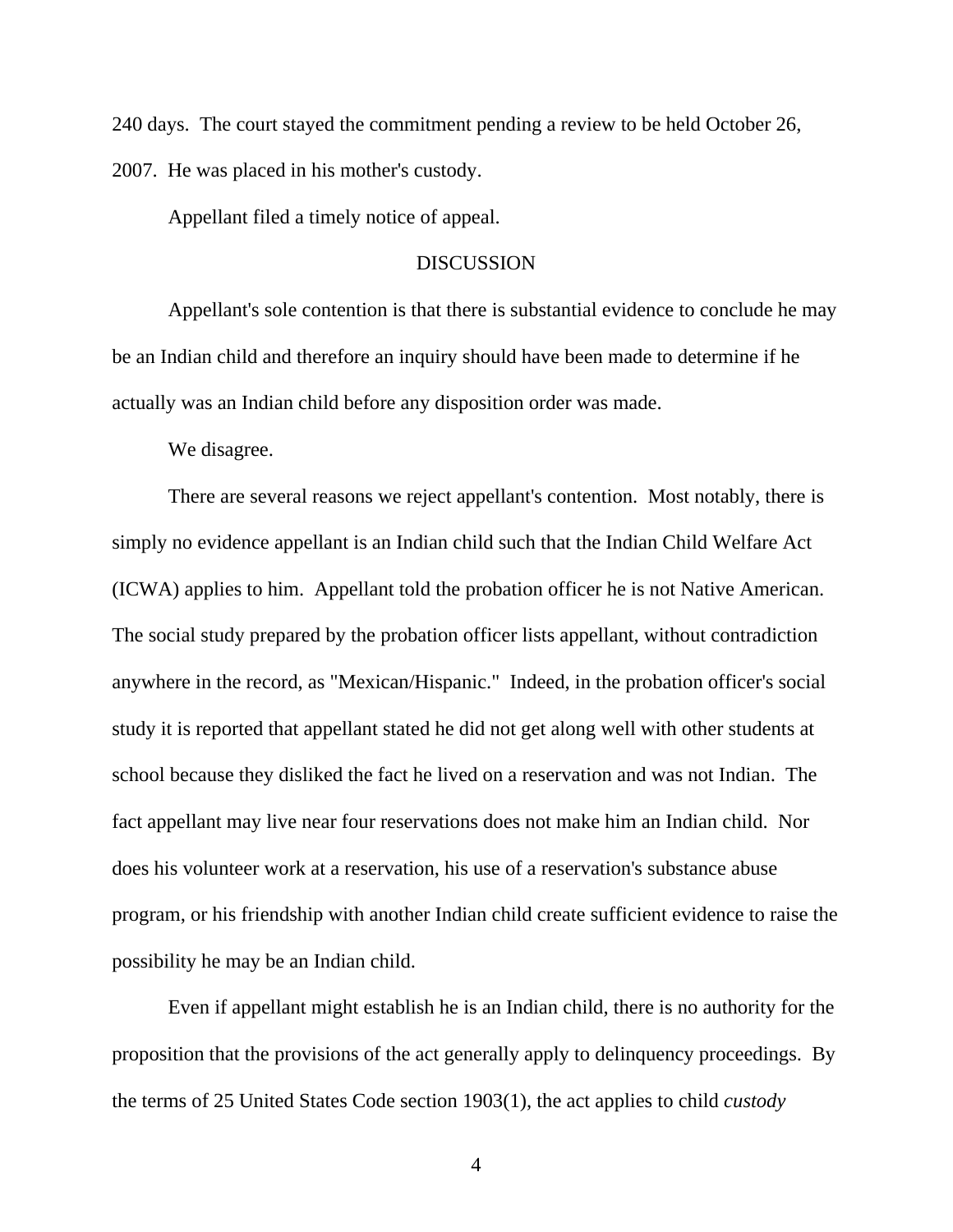240 days. The court stayed the commitment pending a review to be held October 26, 2007. He was placed in his mother's custody.

Appellant filed a timely notice of appeal.

## DISCUSSION

Appellant's sole contention is that there is substantial evidence to conclude he may be an Indian child and therefore an inquiry should have been made to determine if he actually was an Indian child before any disposition order was made.

We disagree.

There are several reasons we reject appellant's contention. Most notably, there is simply no evidence appellant is an Indian child such that the Indian Child Welfare Act (ICWA) applies to him. Appellant told the probation officer he is not Native American. The social study prepared by the probation officer lists appellant, without contradiction anywhere in the record, as "Mexican/Hispanic." Indeed, in the probation officer's social study it is reported that appellant stated he did not get along well with other students at school because they disliked the fact he lived on a reservation and was not Indian. The fact appellant may live near four reservations does not make him an Indian child. Nor does his volunteer work at a reservation, his use of a reservation's substance abuse program, or his friendship with another Indian child create sufficient evidence to raise the possibility he may be an Indian child.

Even if appellant might establish he is an Indian child, there is no authority for the proposition that the provisions of the act generally apply to delinquency proceedings. By the terms of 25 United States Code section 1903(1), the act applies to child *custody*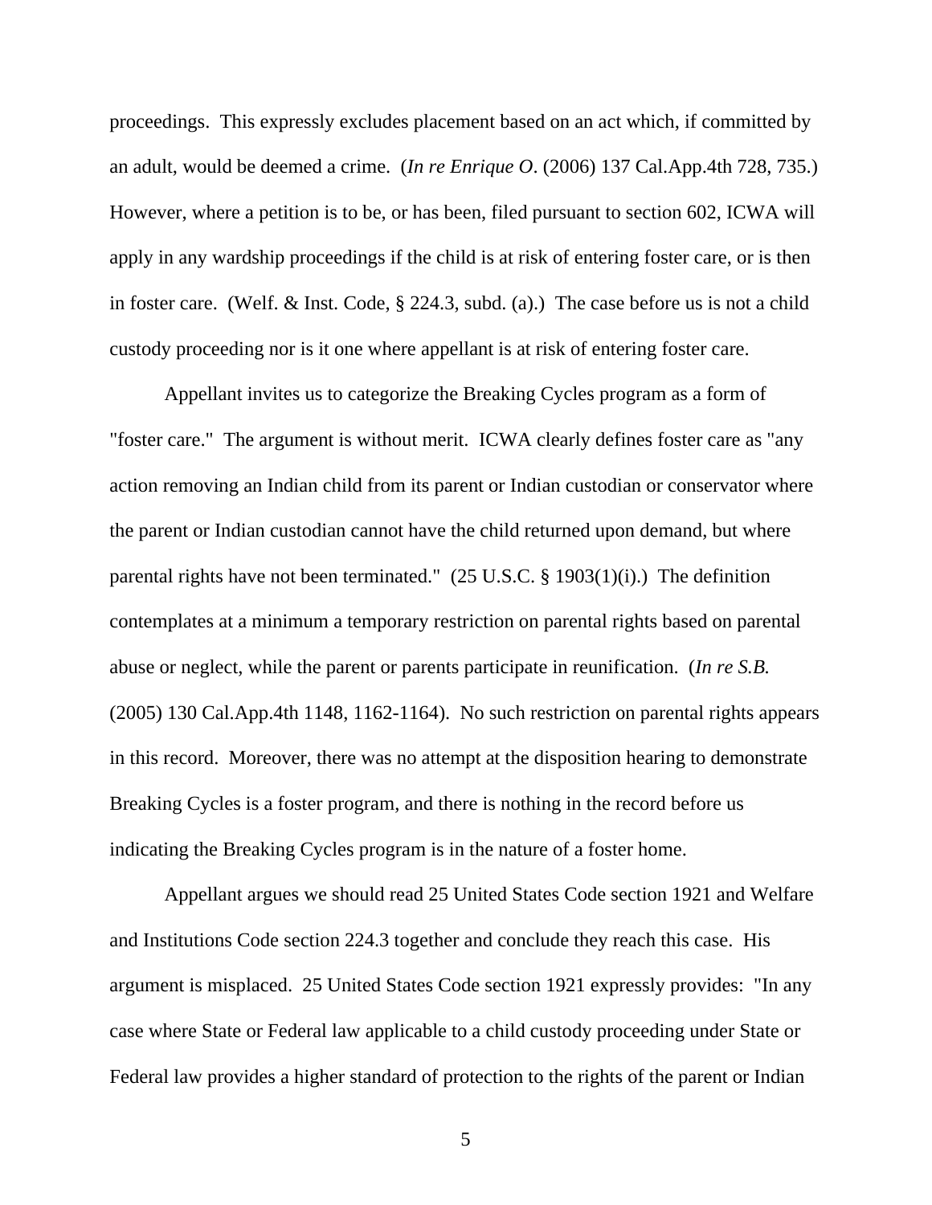proceedings. This expressly excludes placement based on an act which, if committed by an adult, would be deemed a crime. (*In re Enrique O*. (2006) 137 Cal.App.4th 728, 735.) However, where a petition is to be, or has been, filed pursuant to section 602, ICWA will apply in any wardship proceedings if the child is at risk of entering foster care, or is then in foster care. (Welf. & Inst. Code, § 224.3, subd. (a).) The case before us is not a child custody proceeding nor is it one where appellant is at risk of entering foster care.

Appellant invites us to categorize the Breaking Cycles program as a form of "foster care." The argument is without merit. ICWA clearly defines foster care as "any action removing an Indian child from its parent or Indian custodian or conservator where the parent or Indian custodian cannot have the child returned upon demand, but where parental rights have not been terminated." (25 U.S.C. § 1903(1)(i).) The definition contemplates at a minimum a temporary restriction on parental rights based on parental abuse or neglect, while the parent or parents participate in reunification. (*In re S.B.* (2005) 130 Cal.App.4th 1148, 1162-1164). No such restriction on parental rights appears in this record. Moreover, there was no attempt at the disposition hearing to demonstrate Breaking Cycles is a foster program, and there is nothing in the record before us indicating the Breaking Cycles program is in the nature of a foster home.

Appellant argues we should read 25 United States Code section 1921 and Welfare and Institutions Code section 224.3 together and conclude they reach this case. His argument is misplaced. 25 United States Code section 1921 expressly provides: "In any case where State or Federal law applicable to a child custody proceeding under State or Federal law provides a higher standard of protection to the rights of the parent or Indian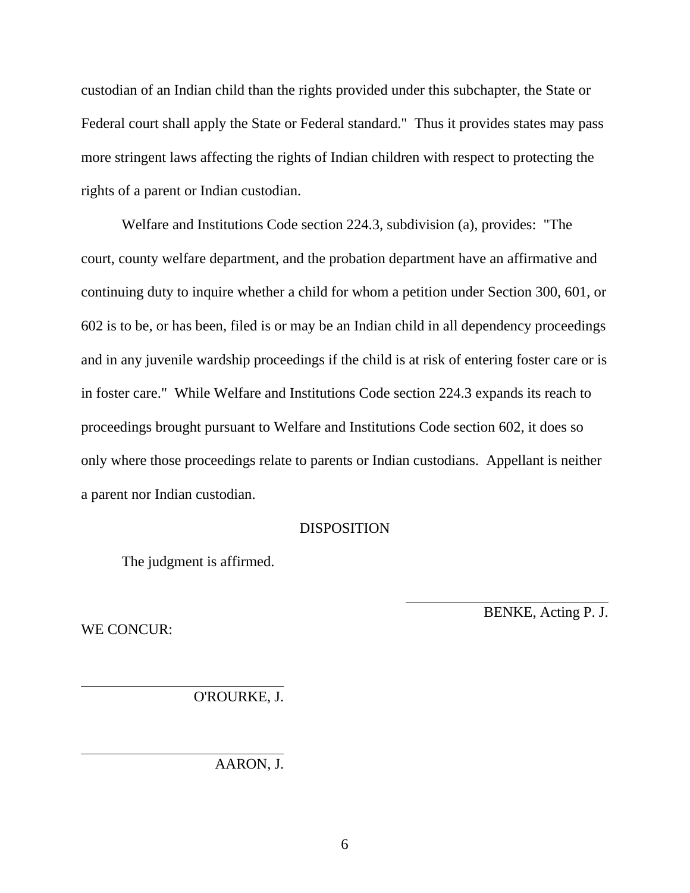custodian of an Indian child than the rights provided under this subchapter, the State or Federal court shall apply the State or Federal standard." Thus it provides states may pass more stringent laws affecting the rights of Indian children with respect to protecting the rights of a parent or Indian custodian.

Welfare and Institutions Code section 224.3, subdivision (a), provides: "The court, county welfare department, and the probation department have an affirmative and continuing duty to inquire whether a child for whom a petition under Section 300, 601, or 602 is to be, or has been, filed is or may be an Indian child in all dependency proceedings and in any juvenile wardship proceedings if the child is at risk of entering foster care or is in foster care." While Welfare and Institutions Code section 224.3 expands its reach to proceedings brought pursuant to Welfare and Institutions Code section 602, it does so only where those proceedings relate to parents or Indian custodians. Appellant is neither a parent nor Indian custodian.

DISPOSITION

The judgment is affirmed.

BENKE, Acting P. J.

WE CONCUR:

O'ROURKE, J.

AARON, J.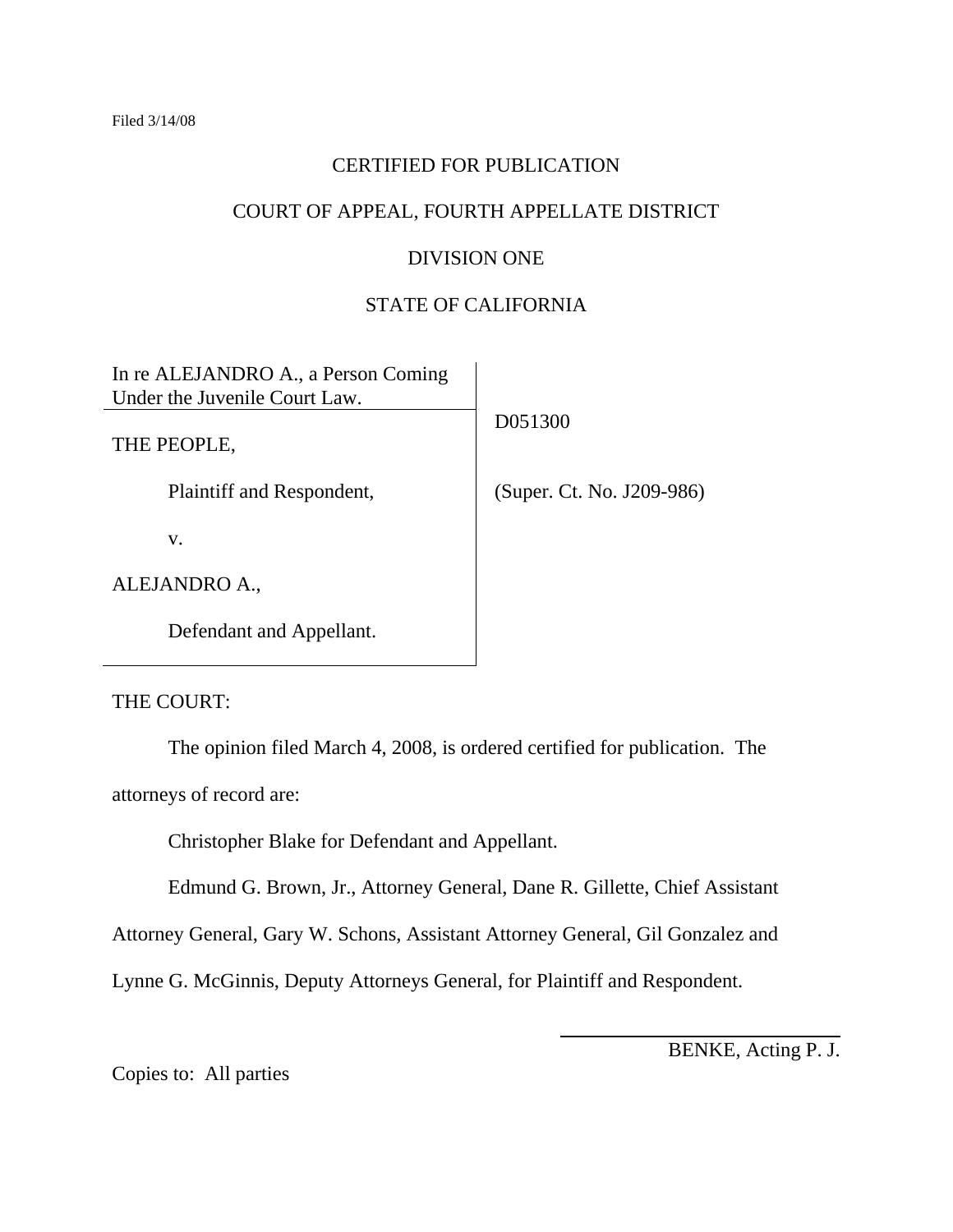Filed 3/14/08

CERTIFIED FOR PUBLICATION

COURT OF APPEAL, FOURTH APPELLATE DISTRICT

DIVISION ONE

STATE OF CALIFORNIA

| | |
|---|---|
| In re ALEJANDRO A., a Person Coming Under the Juvenile Court Law. | D051300 |
| THE PEOPLE, Plaintiff and Respondent, v. ALEJANDRO A., Defendant and Appellant. | (Super. Ct. No. J209-986) |

THE COURT:

The opinion filed March 4, 2008, is ordered certified for publication. The attorneys of record are:

Christopher Blake for Defendant and Appellant.

Edmund G. Brown, Jr., Attorney General, Dane R. Gillette, Chief Assistant Attorney General, Gary W. Schons, Assistant Attorney General, Gil Gonzalez and Lynne G. McGinnis, Deputy Attorneys General, for Plaintiff and Respondent.

BENKE, Acting P. J.

Copies to: All parties